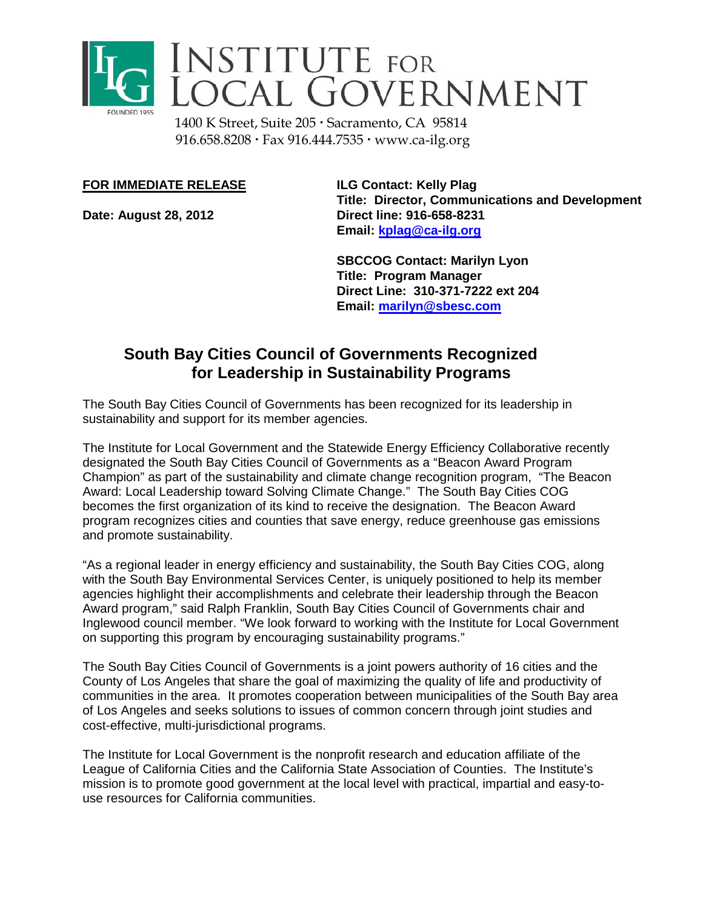# INSTITUTE FOR LOCAL GOVERNMENT

FOUNDED 1955

1400 K Street, Suite 205 · Sacramento, CA 95814
916.658.8208 · Fax 916.444.7535 · www.ca-ilg.org

**FOR IMMEDIATE RELEASE**

**Date: August 28, 2012**

**ILG Contact: Kelly Plag**
**Title: Director, Communications and Development**
**Direct line: 916-658-8231**
**Email: kplag@ca-ilg.org**

**SBCCOG Contact: Marilyn Lyon**
**Title: Program Manager**
**Direct Line: 310-371-7222 ext 204**
**Email: marilyn@sbesc.com**

## South Bay Cities Council of Governments Recognized for Leadership in Sustainability Programs

The South Bay Cities Council of Governments has been recognized for its leadership in sustainability and support for its member agencies.

The Institute for Local Government and the Statewide Energy Efficiency Collaborative recently designated the South Bay Cities Council of Governments as a "Beacon Award Program Champion" as part of the sustainability and climate change recognition program, "The Beacon Award: Local Leadership toward Solving Climate Change." The South Bay Cities COG becomes the first organization of its kind to receive the designation. The Beacon Award program recognizes cities and counties that save energy, reduce greenhouse gas emissions and promote sustainability.

"As a regional leader in energy efficiency and sustainability, the South Bay Cities COG, along with the South Bay Environmental Services Center, is uniquely positioned to help its member agencies highlight their accomplishments and celebrate their leadership through the Beacon Award program," said Ralph Franklin, South Bay Cities Council of Governments chair and Inglewood council member. "We look forward to working with the Institute for Local Government on supporting this program by encouraging sustainability programs."

The South Bay Cities Council of Governments is a joint powers authority of 16 cities and the County of Los Angeles that share the goal of maximizing the quality of life and productivity of communities in the area. It promotes cooperation between municipalities of the South Bay area of Los Angeles and seeks solutions to issues of common concern through joint studies and cost-effective, multi-jurisdictional programs.

The Institute for Local Government is the nonprofit research and education affiliate of the League of California Cities and the California State Association of Counties. The Institute's mission is to promote good government at the local level with practical, impartial and easy-to-use resources for California communities.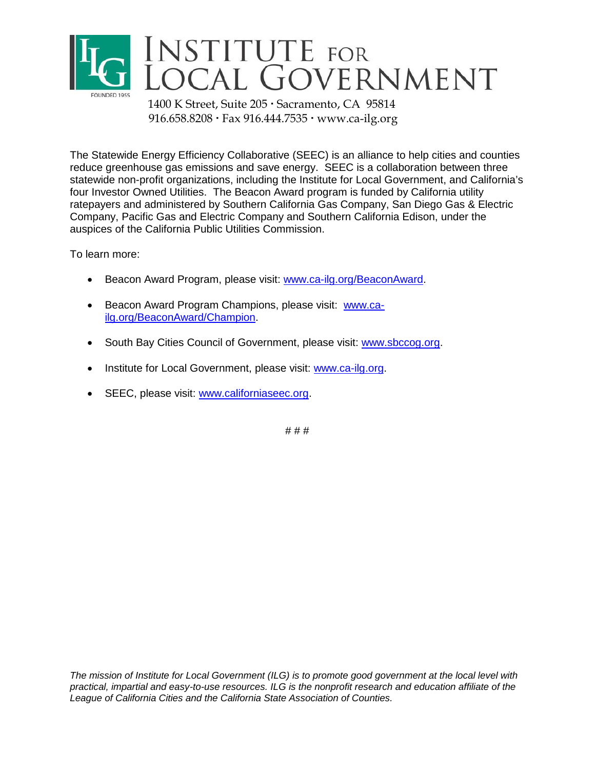# INSTITUTE FOR LOCAL GOVERNMENT

FOUNDED 1955

1400 K Street, Suite 205 · Sacramento, CA 95814
916.658.8208 · Fax 916.444.7535 · www.ca-ilg.org

The Statewide Energy Efficiency Collaborative (SEEC) is an alliance to help cities and counties reduce greenhouse gas emissions and save energy. SEEC is a collaboration between three statewide non-profit organizations, including the Institute for Local Government, and California's four Investor Owned Utilities. The Beacon Award program is funded by California utility ratepayers and administered by Southern California Gas Company, San Diego Gas & Electric Company, Pacific Gas and Electric Company and Southern California Edison, under the auspices of the California Public Utilities Commission.

To learn more:

- Beacon Award Program, please visit: www.ca-ilg.org/BeaconAward.
- Beacon Award Program Champions, please visit: www.ca-ilg.org/BeaconAward/Champion.
- South Bay Cities Council of Government, please visit: www.sbccog.org.
- Institute for Local Government, please visit: www.ca-ilg.org.
- SEEC, please visit: www.californiaseec.org.

# # #

*The mission of Institute for Local Government (ILG) is to promote good government at the local level with practical, impartial and easy-to-use resources. ILG is the nonprofit research and education affiliate of the League of California Cities and the California State Association of Counties.*